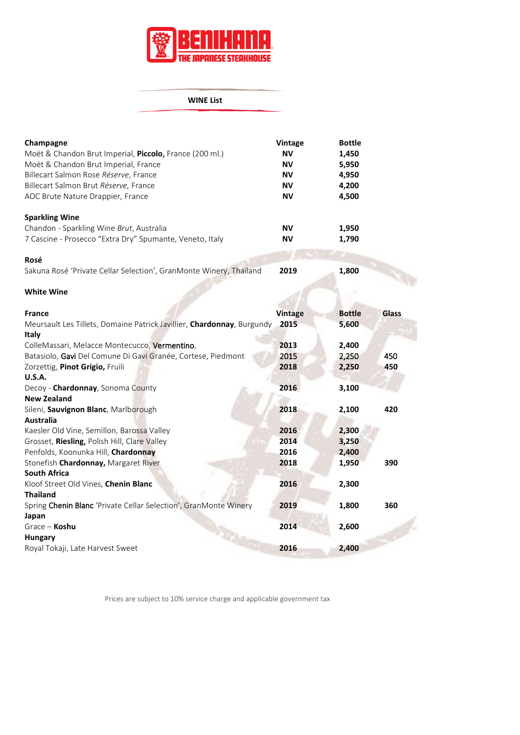# BENIHANA
THE JAPANESE STEAKHOUSE

## WINE List

| Champagne | Vintage | Bottle |
|---|---|---|
| Moët & Chandon Brut Imperial, **Piccolo,** France (200 ml.) | **NV** | **1,450** |
| Moët & Chandon Brut Imperial, France | **NV** | **5,950** |
| Billecart Salmon Rose *Réserve*, France | **NV** | **4,950** |
| Billecart Salmon Brut *Réserve,* France | **NV** | **4,200** |
| AOC Brute Nature Drappier, France | **NV** | **4,500** |
| **Sparkling Wine** | | |
| Chandon - Sparkling Wine *Brut*, Australia | **NV** | **1,950** |
| 7 Cascine - Prosecco "Extra Dry" Spumante, Veneto, Italy | **NV** | **1,790** |
| **Rosé** | | |
| Sakuna Rosé 'Private Cellar Selection', GranMonte Winery, Thailand | **2019** | **1,800** |

**White Wine**

| France | Vintage | Bottle | Glass |
|---|---|---|---|
| Meursault Les Tillets, Domaine Patrick Javillier, **Chardonnay**, Burgundy | **2015** | **5,600** | |
| **Italy** | | | |
| ColleMassari, Melacce Montecucco, **Vermentino**, | **2013** | **2,400** | |
| Batasiolo, **Gavi** Del Comune Di Gavi Granée, Cortese, Piedmont | **2015** | **2,250** | **450** |
| Zorzettig, **Pinot Grigio,** Fruili | **2018** | **2,250** | **450** |
| **U.S.A.** | | | |
| Decoy - **Chardonnay**, Sonoma County | **2016** | **3,100** | |
| **New Zealand** | | | |
| Sileni, **Sauvignon Blanc**, Marlborough | **2018** | **2,100** | **420** |
| **Australia** | | | |
| Kaesler Old Vine, Semillon, Barossa Valley | **2016** | **2,300** | |
| Grosset, **Riesling,** Polish Hill, Clare Valley | **2014** | **3,250** | |
| Penfolds, Koonunka Hill, **Chardonnay** | **2016** | **2,400** | |
| Stonefish **Chardonnay,** Margaret River | **2018** | **1,950** | **390** |
| **South Africa** | | | |
| Kloof Street Old Vines, **Chenin Blanc** | **2016** | **2,300** | |
| **Thailand** | | | |
| Spring **Chenin Blanc** 'Private Cellar Selection', GranMonte Winery | **2019** | **1,800** | **360** |
| **Japan** | | | |
| Grace – **Koshu** | **2014** | **2,600** | |
| **Hungary** | | | |
| Royal Tokaji, Late Harvest Sweet | **2016** | **2,400** | |

Prices are subject to 10% service charge and applicable government tax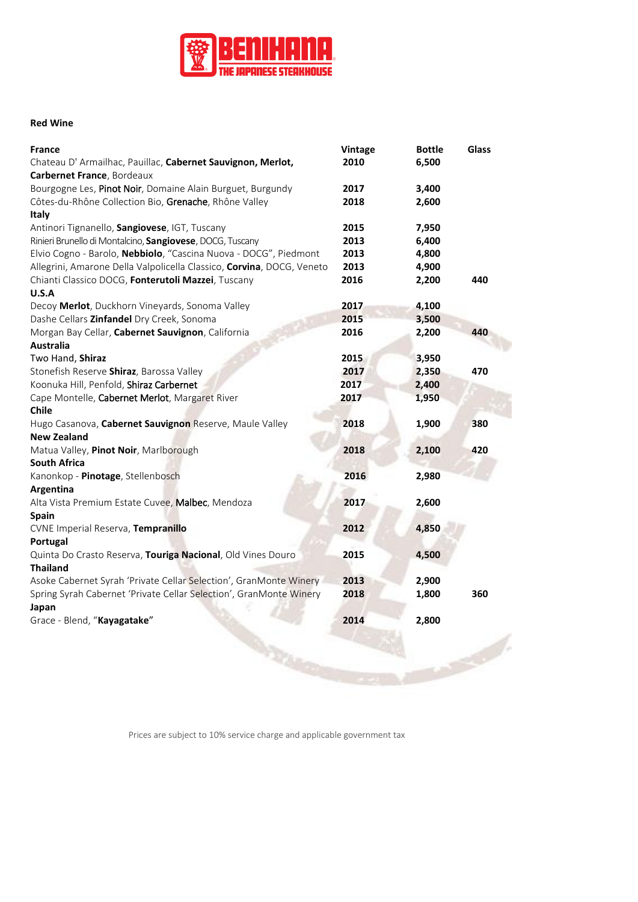**Red Wine**

| France | Vintage | Bottle | Glass |
|---|---|---|---|
| Chateau D' Armailhac, Pauillac, **Cabernet Sauvignon, Merlot, Carbernet France**, Bordeaux | 2010 | 6,500 | |
| Bourgogne Les, Pinot Noir, Domaine Alain Burguet, Burgundy | 2017 | 3,400 | |
| Côtes-du-Rhône Collection Bio, Grenache, Rhône Valley | 2018 | 2,600 | |
| **Italy** | | | |
| Antinori Tignanello, **Sangiovese**, IGT, Tuscany | 2015 | 7,950 | |
| Rinieri Brunello di Montalcino, **Sangiovese**, DOCG, Tuscany | 2013 | 6,400 | |
| Elvio Cogno - Barolo, **Nebbiolo**, "Cascina Nuova - DOCG", Piedmont | 2013 | 4,800 | |
| Allegrini, Amarone Della Valpolicella Classico, **Corvina**, DOCG, Veneto | 2013 | 4,900 | |
| Chianti Classico DOCG, **Fonterutoli Mazzei**, Tuscany | 2016 | 2,200 | 440 |
| **U.S.A** | | | |
| Decoy **Merlot**, Duckhorn Vineyards, Sonoma Valley | 2017 | 4,100 | |
| Dashe Cellars **Zinfandel** Dry Creek, Sonoma | 2015 | 3,500 | |
| Morgan Bay Cellar, **Cabernet Sauvignon**, California | 2016 | 2,200 | 440 |
| **Australia** | | | |
| Two Hand, **Shiraz** | 2015 | 3,950 | |
| Stonefish Reserve **Shiraz**, Barossa Valley | 2017 | 2,350 | 470 |
| Koonuka Hill, Penfold, Shiraz Carbernet | 2017 | 2,400 | |
| Cape Montelle, Cabernet Merlot, Margaret River | 2017 | 1,950 | |
| **Chile** | | | |
| Hugo Casanova, **Cabernet Sauvignon** Reserve, Maule Valley | 2018 | 1,900 | 380 |
| **New Zealand** | | | |
| Matua Valley, **Pinot Noir**, Marlborough | 2018 | 2,100 | 420 |
| **South Africa** | | | |
| Kanonkop - **Pinotage**, Stellenbosch | 2016 | 2,980 | |
| **Argentina** | | | |
| Alta Vista Premium Estate Cuvee, Malbec, Mendoza | 2017 | 2,600 | |
| **Spain** | | | |
| CVNE Imperial Reserva, **Tempranillo** | 2012 | 4,850 | |
| **Portugal** | | | |
| Quinta Do Crasto Reserva, **Touriga Nacional**, Old Vines Douro | 2015 | 4,500 | |
| **Thailand** | | | |
| Asoke Cabernet Syrah 'Private Cellar Selection', GranMonte Winery | 2013 | 2,900 | |
| Spring Syrah Cabernet 'Private Cellar Selection', GranMonte Winery | 2018 | 1,800 | 360 |
| **Japan** | | | |
| Grace - Blend, "**Kayagatake**" | 2014 | 2,800 | |

Prices are subject to 10% service charge and applicable government tax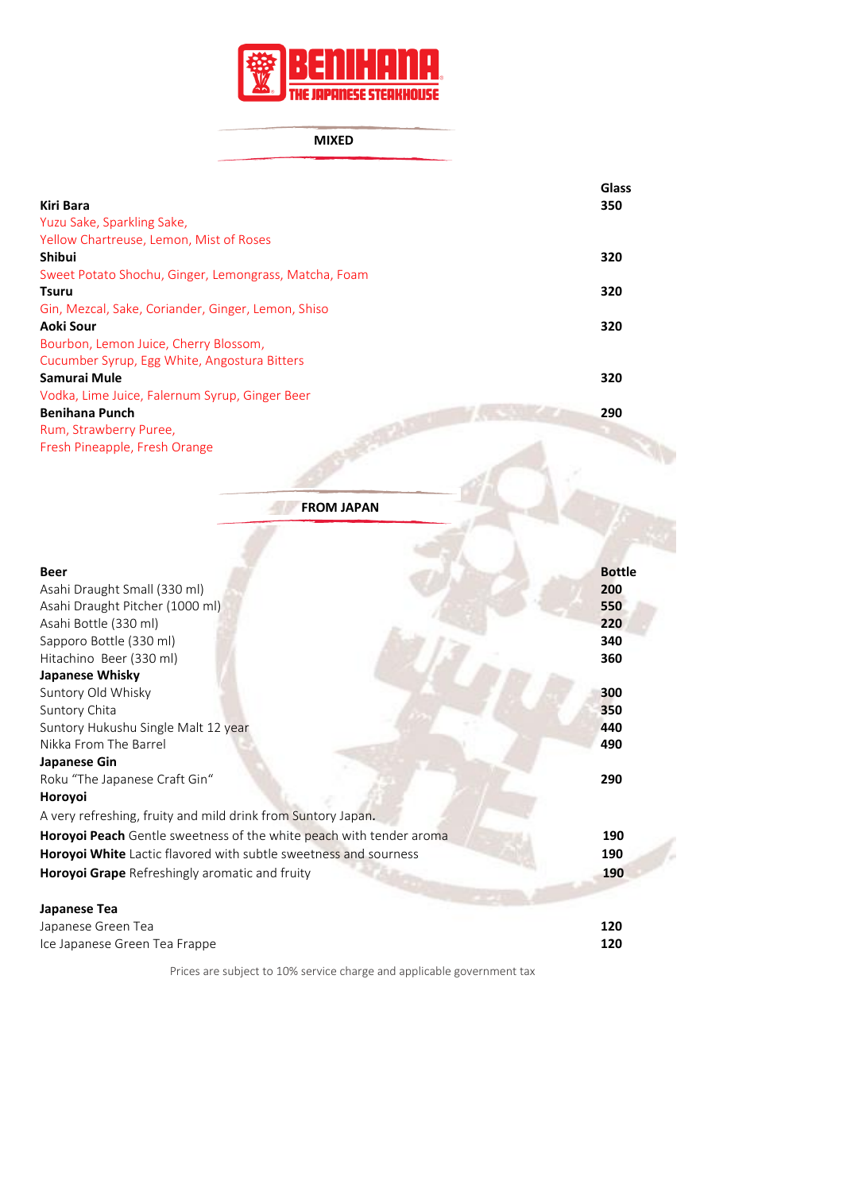# BENIHANA
THE JAPANESE STEAKHOUSE

## MIXED

| | Glass |
|---|---|
| **Kiri Bara**<br>Yuzu Sake, Sparkling Sake,<br>Yellow Chartreuse, Lemon, Mist of Roses | 350 |
| **Shibui**<br>Sweet Potato Shochu, Ginger, Lemongrass, Matcha, Foam | 320 |
| **Tsuru**<br>Gin, Mezcal, Sake, Coriander, Ginger, Lemon, Shiso | 320 |
| **Aoki Sour**<br>Bourbon, Lemon Juice, Cherry Blossom,<br>Cucumber Syrup, Egg White, Angostura Bitters | 320 |
| **Samurai Mule**<br>Vodka, Lime Juice, Falernum Syrup, Ginger Beer | 320 |
| **Benihana Punch**<br>Rum, Strawberry Puree,<br>Fresh Pineapple, Fresh Orange | 290 |

## FROM JAPAN

| **Beer** | **Bottle** |
|---|---|
| Asahi Draught Small (330 ml) | 200 |
| Asahi Draught Pitcher (1000 ml) | 550 |
| Asahi Bottle (330 ml) | 220 |
| Sapporo Bottle (330 ml) | 340 |
| Hitachino Beer (330 ml) | 360 |
| **Japanese Whisky** | |
| Suntory Old Whisky | 300 |
| Suntory Chita | 350 |
| Suntory Hukushu Single Malt 12 year | 440 |
| Nikka From The Barrel | 490 |
| **Japanese Gin** | |
| Roku "The Japanese Craft Gin" | 290 |
| **Horoyoi** | |
| A very refreshing, fruity and mild drink from Suntory Japan. | |
| **Horoyoi Peach** Gentle sweetness of the white peach with tender aroma | 190 |
| **Horoyoi White** Lactic flavored with subtle sweetness and sourness | 190 |
| **Horoyoi Grape** Refreshingly aromatic and fruity | 190 |
| **Japanese Tea** | |
| Japanese Green Tea | 120 |
| Ice Japanese Green Tea Frappe | 120 |

Prices are subject to 10% service charge and applicable government tax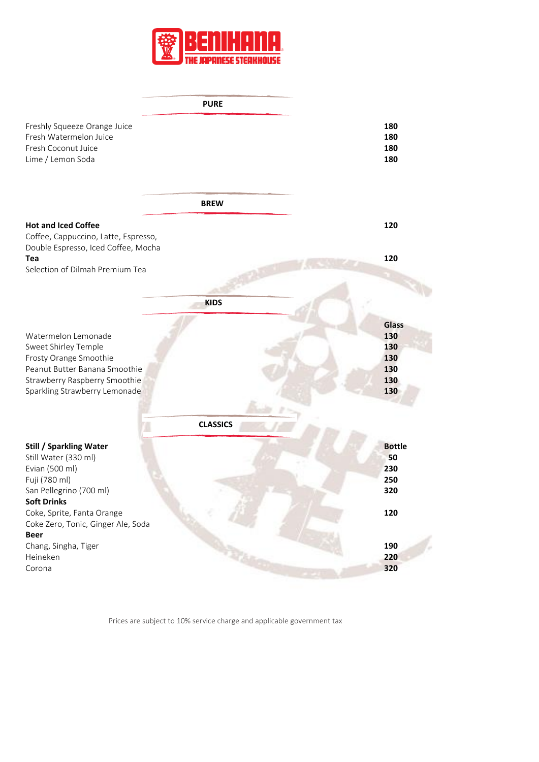BENIHANA
THE JAPANESE STEAKHOUSE

## PURE

| | |
|---|---|
| Freshly Squeeze Orange Juice | **180** |
| Fresh Watermelon Juice | **180** |
| Fresh Coconut Juice | **180** |
| Lime / Lemon Soda | **180** |

## BREW

| | |
|---|---|
| **Hot and Iced Coffee** | **120** |
| Coffee, Cappuccino, Latte, Espresso, Double Espresso, Iced Coffee, Mocha | |
| **Tea** | **120** |
| Selection of Dilmah Premium Tea | |

## KIDS

| | **Glass** |
|---|---|
| Watermelon Lemonade | **130** |
| Sweet Shirley Temple | **130** |
| Frosty Orange Smoothie | **130** |
| Peanut Butter Banana Smoothie | **130** |
| Strawberry Raspberry Smoothie | **130** |
| Sparkling Strawberry Lemonade | **130** |

## CLASSICS

| **Still / Sparkling Water** | **Bottle** |
|---|---|
| Still Water (330 ml) | **50** |
| Evian (500 ml) | **230** |
| Fuji (780 ml) | **250** |
| San Pellegrino (700 ml) | **320** |
| **Soft Drinks** | |
| Coke, Sprite, Fanta Orange | **120** |
| Coke Zero, Tonic, Ginger Ale, Soda | |
| **Beer** | |
| Chang, Singha, Tiger | **190** |
| Heineken | **220** |
| Corona | **320** |

Prices are subject to 10% service charge and applicable government tax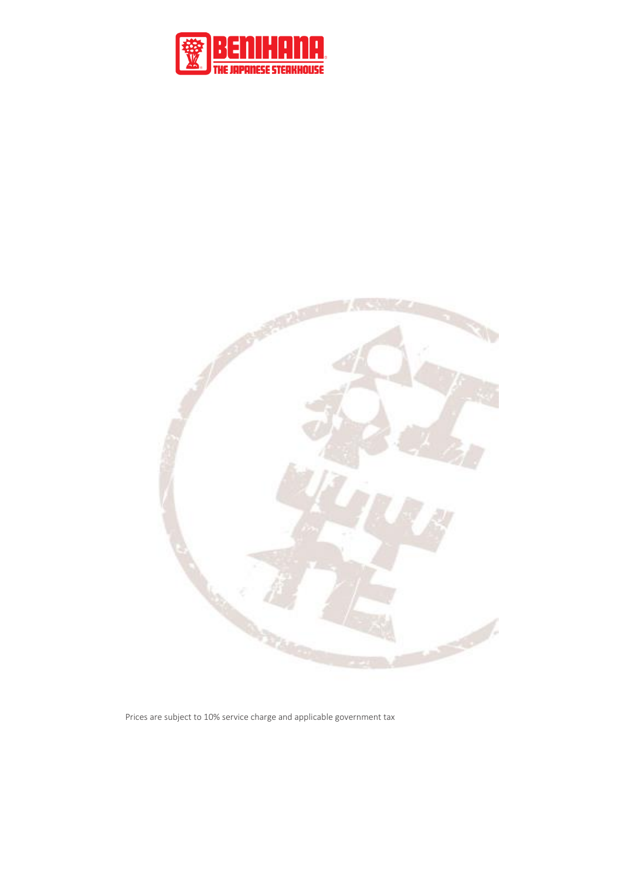Prices are subject to 10% service charge and applicable government tax